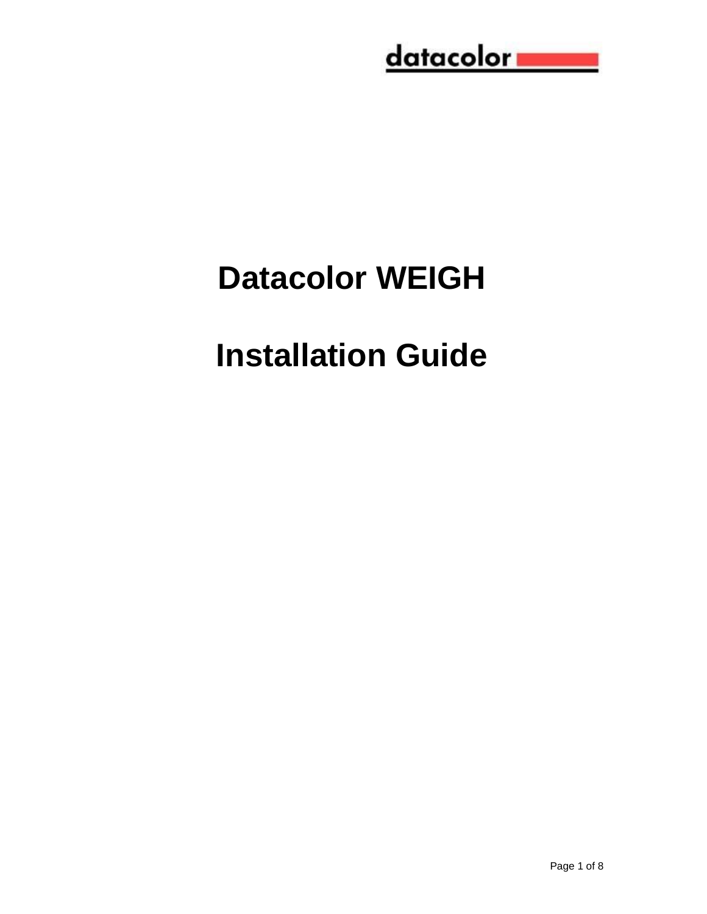datacolor

# Datacolor WEIGH

# Installation Guide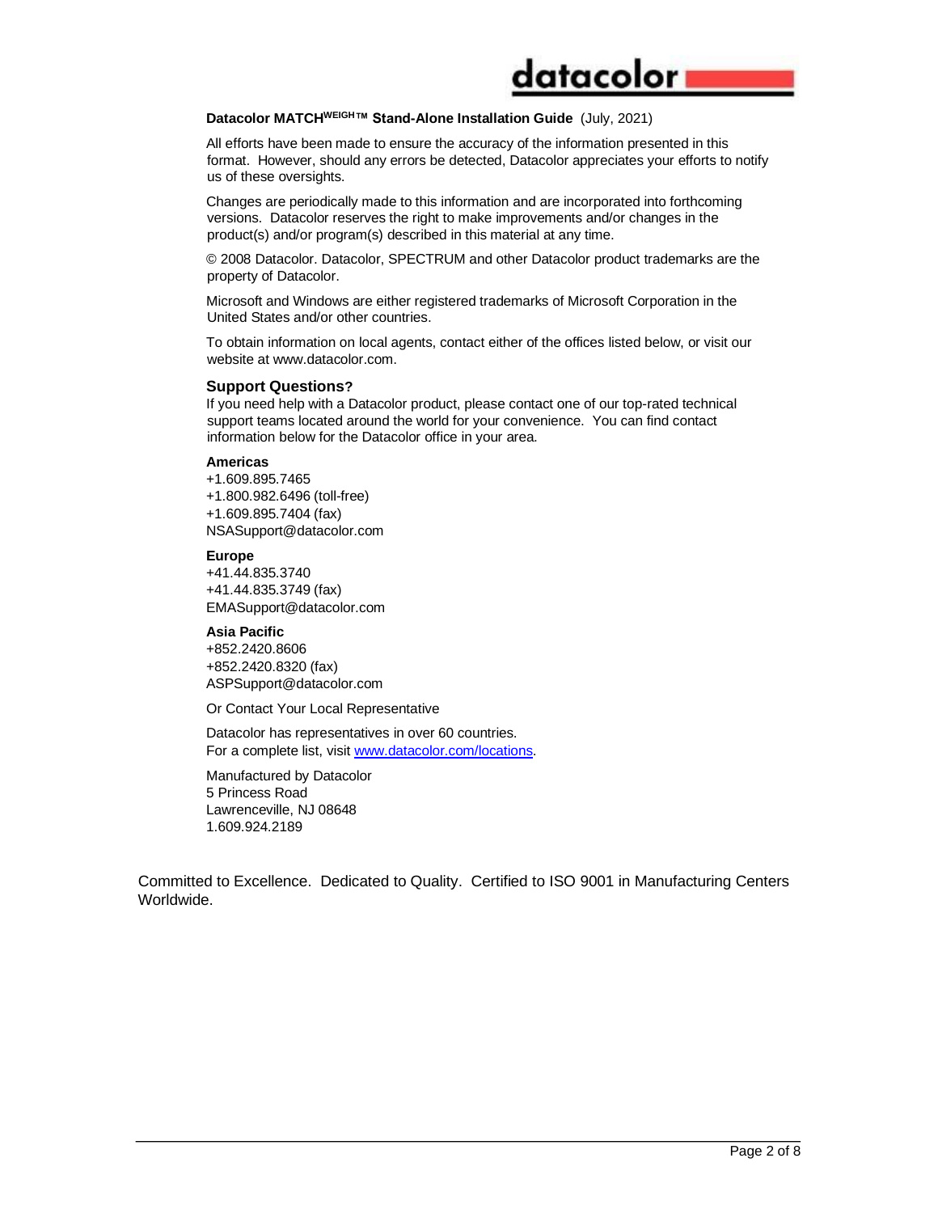**Datacolor MATCHWEIGH™ Stand-Alone Installation Guide** (July, 2021)

All efforts have been made to ensure the accuracy of the information presented in this format. However, should any errors be detected, Datacolor appreciates your efforts to notify us of these oversights.

Changes are periodically made to this information and are incorporated into forthcoming versions. Datacolor reserves the right to make improvements and/or changes in the product(s) and/or program(s) described in this material at any time.

© 2008 Datacolor. Datacolor, SPECTRUM and other Datacolor product trademarks are the property of Datacolor.

Microsoft and Windows are either registered trademarks of Microsoft Corporation in the United States and/or other countries.

To obtain information on local agents, contact either of the offices listed below, or visit our website at www.datacolor.com.

### Support Questions?

If you need help with a Datacolor product, please contact one of our top-rated technical support teams located around the world for your convenience. You can find contact information below for the Datacolor office in your area.

**Americas**
+1.609.895.7465
+1.800.982.6496 (toll-free)
+1.609.895.7404 (fax)
NSASupport@datacolor.com

**Europe**
+41.44.835.3740
+41.44.835.3749 (fax)
EMASupport@datacolor.com

**Asia Pacific**
+852.2420.8606
+852.2420.8320 (fax)
ASPSupport@datacolor.com

Or Contact Your Local Representative

Datacolor has representatives in over 60 countries.
For a complete list, visit [www.datacolor.com/locations](www.datacolor.com/locations).

Manufactured by Datacolor
5 Princess Road
Lawrenceville, NJ 08648
1.609.924.2189

Committed to Excellence. Dedicated to Quality. Certified to ISO 9001 in Manufacturing Centers Worldwide.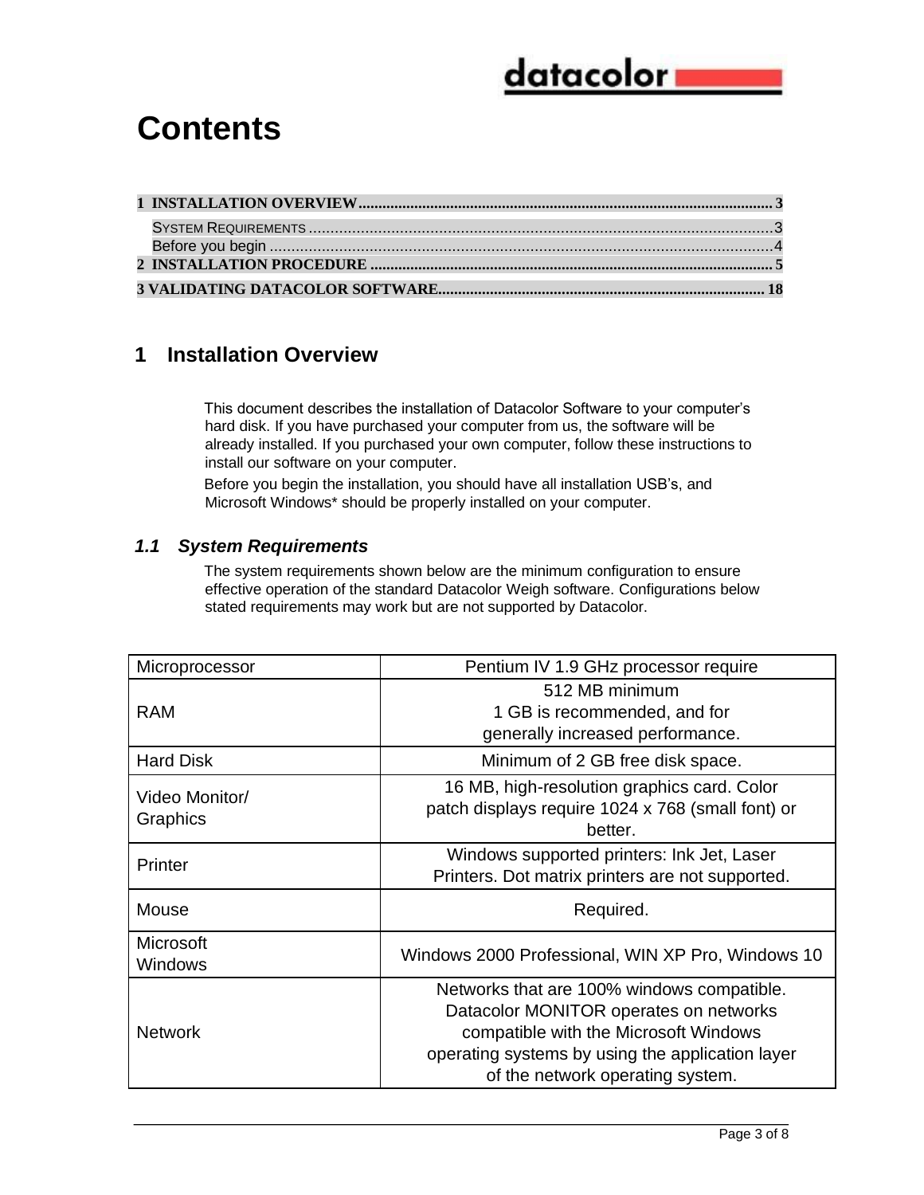# Contents

| | |
|---|---|
| **1 INSTALLATION OVERVIEW** | **3** |
| SYSTEM REQUIREMENTS | 3 |
| Before you begin | 4 |
| **2 INSTALLATION PROCEDURE** | **5** |
| **3 VALIDATING DATACOLOR SOFTWARE** | **18** |

## 1 Installation Overview

This document describes the installation of Datacolor Software to your computer's hard disk. If you have purchased your computer from us, the software will be already installed. If you purchased your own computer, follow these instructions to install our software on your computer.

Before you begin the installation, you should have all installation USB's, and Microsoft Windows* should be properly installed on your computer.

### *1.1 System Requirements*

The system requirements shown below are the minimum configuration to ensure effective operation of the standard Datacolor Weigh software. Configurations below stated requirements may work but are not supported by Datacolor.

| | |
|---|---|
| Microprocessor | Pentium IV 1.9 GHz processor require |
| RAM | 512 MB minimum<br>1 GB is recommended, and for generally increased performance. |
| Hard Disk | Minimum of 2 GB free disk space. |
| Video Monitor/ Graphics | 16 MB, high-resolution graphics card. Color patch displays require 1024 x 768 (small font) or better. |
| Printer | Windows supported printers: Ink Jet, Laser Printers. Dot matrix printers are not supported. |
| Mouse | Required. |
| Microsoft Windows | Windows 2000 Professional, WIN XP Pro, Windows 10 |
| Network | Networks that are 100% windows compatible. Datacolor MONITOR operates on networks compatible with the Microsoft Windows operating systems by using the application layer of the network operating system. |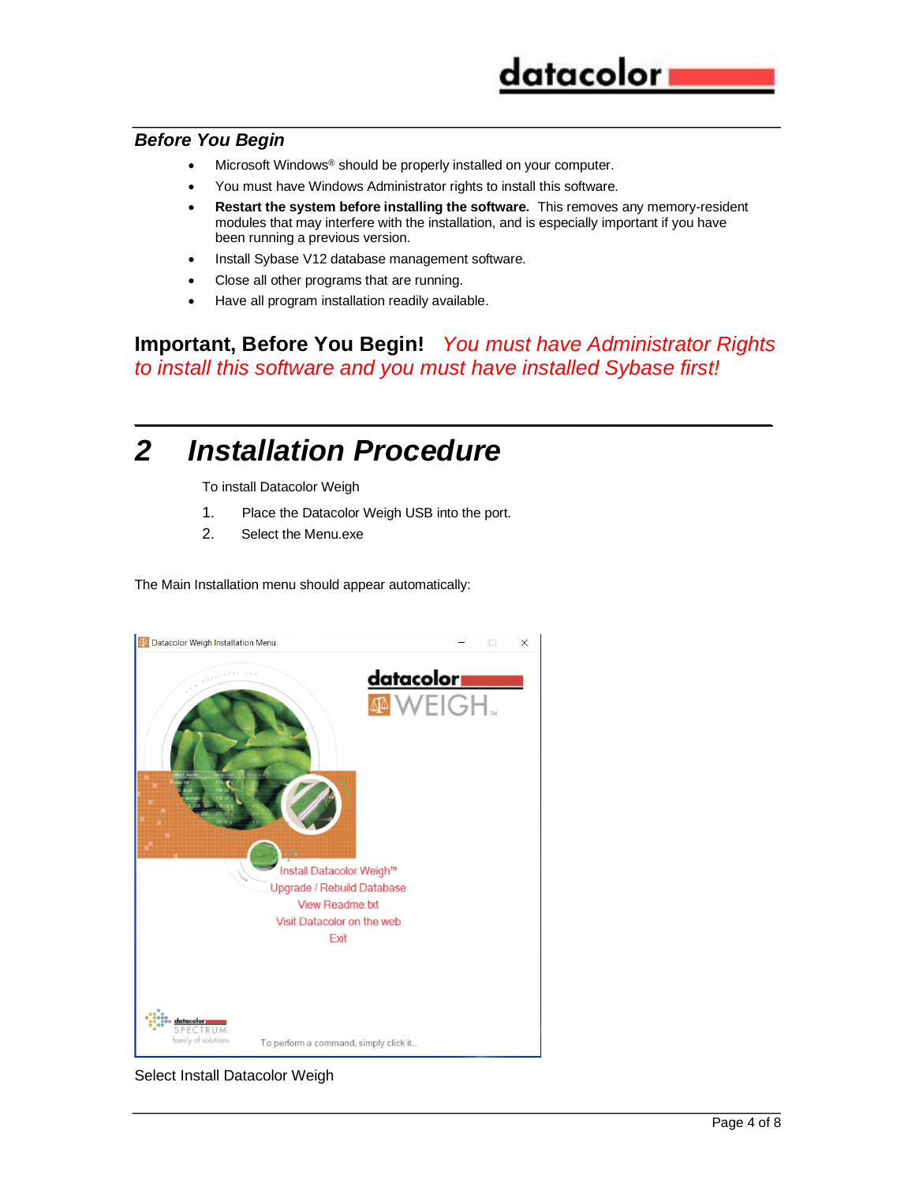### *Before You Begin*

- Microsoft Windows® should be properly installed on your computer.
- You must have Windows Administrator rights to install this software.
- **Restart the system before installing the software.** This removes any memory-resident modules that may interfere with the installation, and is especially important if you have been running a previous version.
- Install Sybase V12 database management software.
- Close all other programs that are running.
- Have all program installation readily available.

**Important, Before You Begin!** *You must have Administrator Rights to install this software and you must have installed Sybase first!*

# *2 Installation Procedure*

To install Datacolor Weigh

1. Place the Datacolor Weigh USB into the port.
2. Select the Menu.exe

The Main Installation menu should appear automatically:

Select Install Datacolor Weigh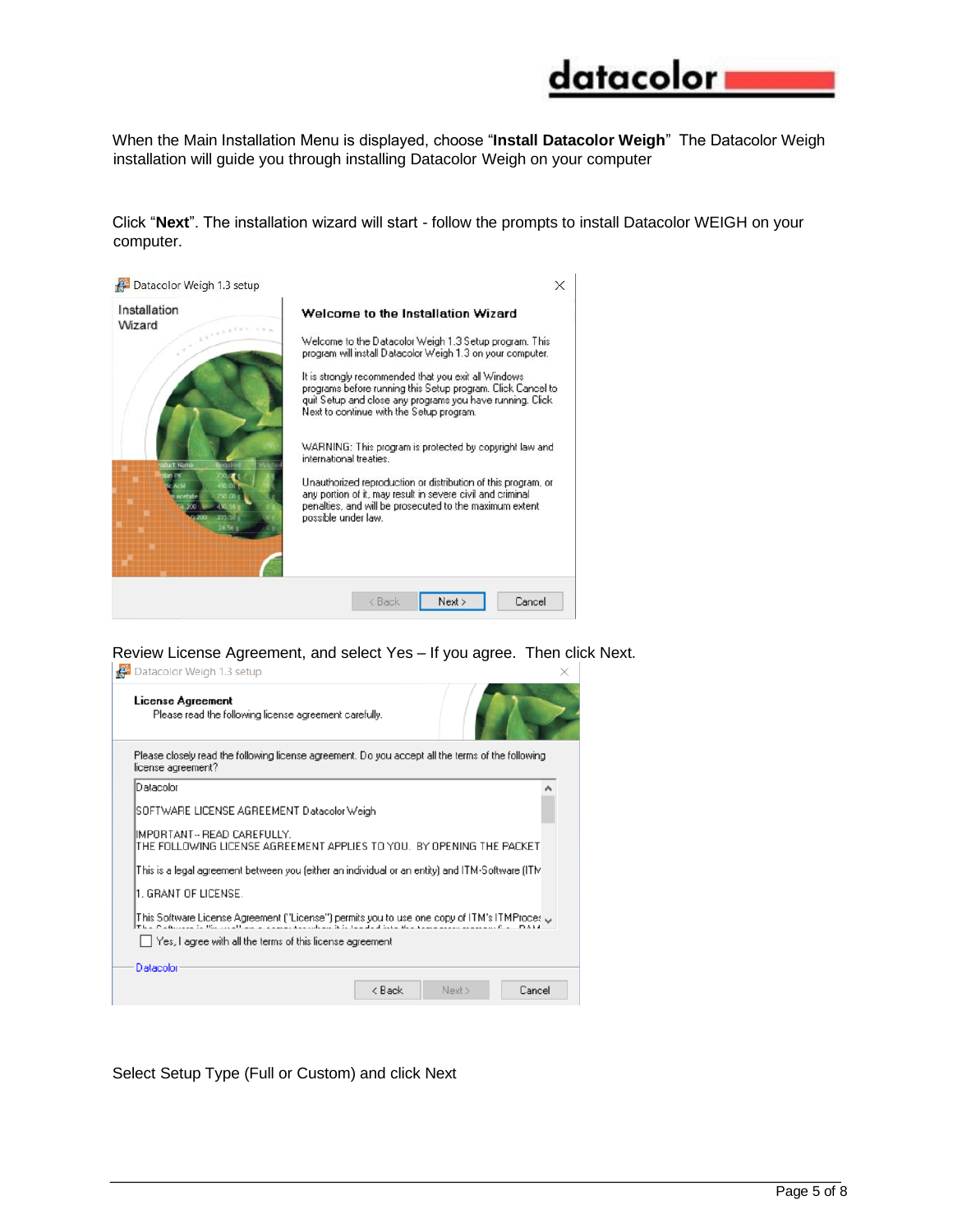When the Main Installation Menu is displayed, choose "**Install Datacolor Weigh**" The Datacolor Weigh installation will guide you through installing Datacolor Weigh on your computer

Click "**Next**". The installation wizard will start - follow the prompts to install Datacolor WEIGH on your computer.

Review License Agreement, and select Yes – If you agree. Then click Next.

Select Setup Type (Full or Custom) and click Next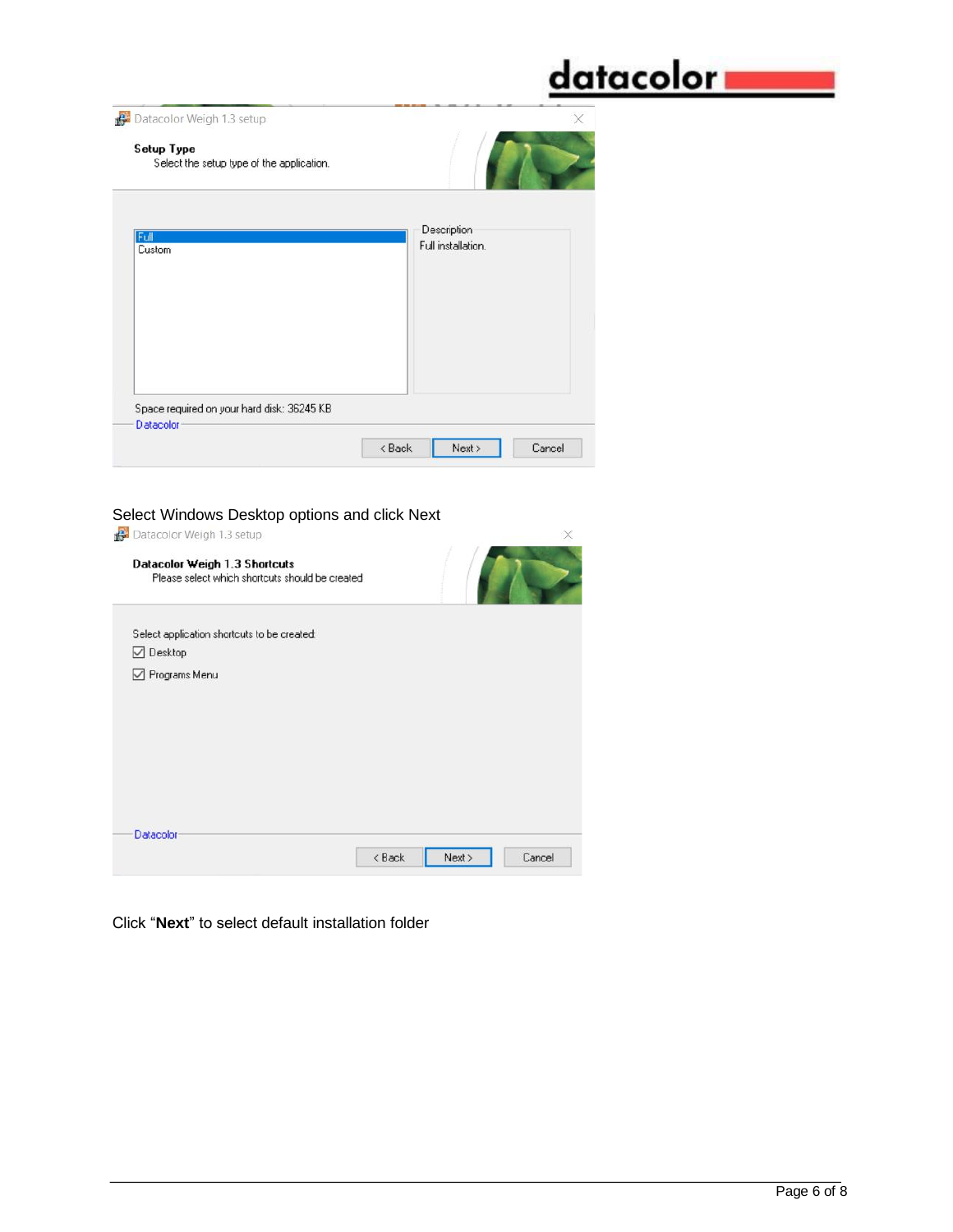Datacolor Weigh 1.3 setup

**Setup Type**

Select the setup type of the application.

Full

Custom

Description

Full installation.

Space required on your hard disk: 36245 KB

Datacolor

< Back | Next > | Cancel

Select Windows Desktop options and click Next

Datacolor Weigh 1.3 setup

**Datacolor Weigh 1.3 Shortcuts**

Please select which shortcuts should be created

Select application shortcuts to be created:

☑ Desktop

☑ Programs Menu

Datacolor

< Back | Next > | Cancel

Click “**Next**” to select default installation folder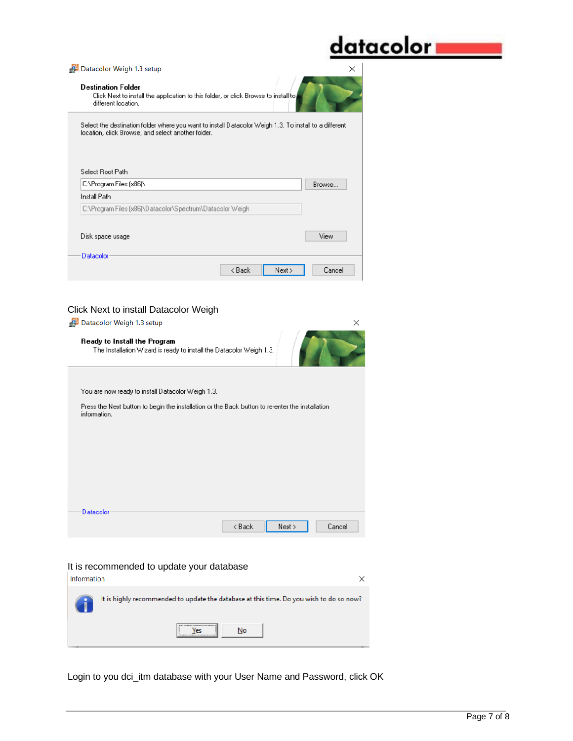Datacolor Weigh 1.3 setup

**Destination Folder**

Click Next to install the application to this folder, or click Browse to install to a different location.

Select the destination folder where you want to install Datacolor Weigh 1.3. To install to a different location, click Browse, and select another folder.

Select Root Path

C:\Program Files (x86)\ [Browse...]

Install Path

C:\Program Files (x86)\Datacolor\Spectrum\Datacolor Weigh

Disk space usage [View]

Datacolor

[< Back] [Next >] [Cancel]

Click Next to install Datacolor Weigh

Datacolor Weigh 1.3 setup

**Ready to Install the Program**

The Installation Wizard is ready to install the Datacolor Weigh 1.3.

You are now ready to install Datacolor Weigh 1.3.

Press the Next button to begin the installation or the Back button to re-enter the installation information.

Datacolor

[< Back] [Next >] [Cancel]

It is recommended to update your database

Information

It is highly recommended to update the database at this time. Do you wish to do so now?

[Yes] [No]

Login to you dci_itm database with your User Name and Password, click OK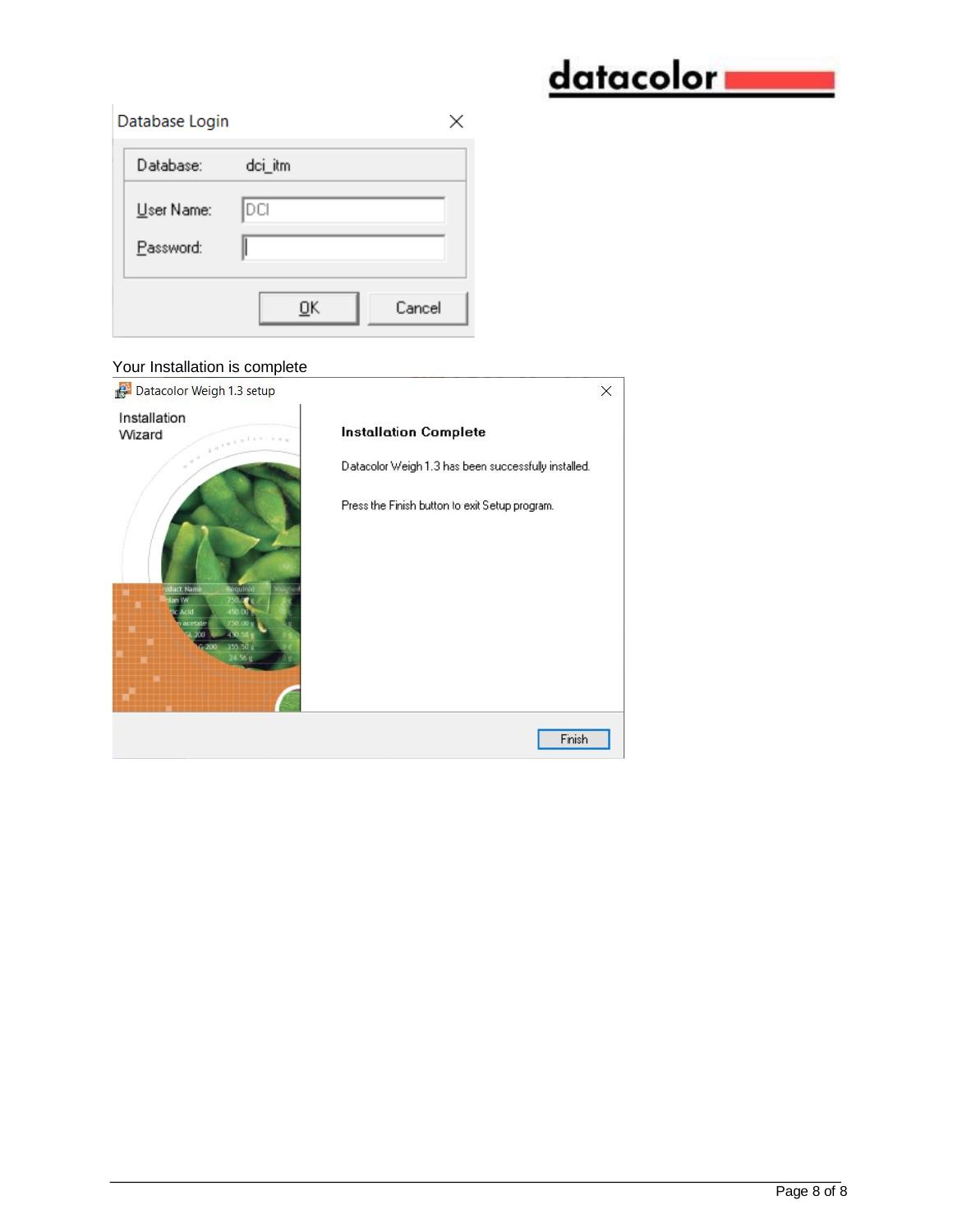Database Login

Database: dci_itm

User Name: DCI

Password:

OK Cancel

Your Installation is complete

Datacolor Weigh 1.3 setup

Installation Wizard

**Installation Complete**

Datacolor Weigh 1.3 has been successfully installed.

Press the Finish button to exit Setup program.

Finish